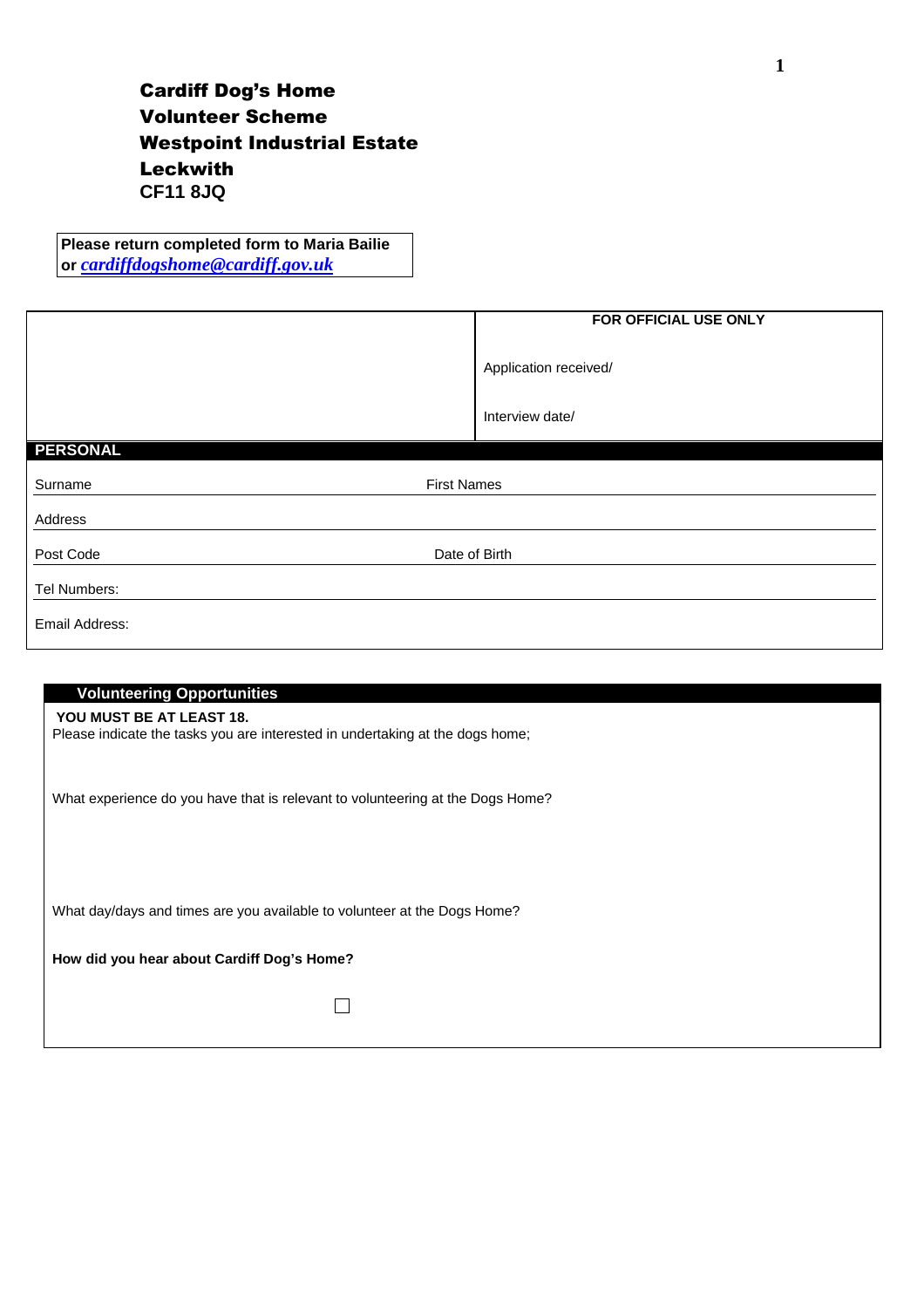**Cardiff Dog's Home**
**Volunteer Scheme**
**Westpoint Industrial Estate**
**Leckwith**
**CF11 8JQ**

**Please return completed form to Maria Bailie or *cardiffdogshome@cardiff.gov.uk***

| | **FOR OFFICIAL USE ONLY** |
|---|---|
| | Application received/ |
| | Interview date/ |

## PERSONAL

| | |
|---|---|
| Surname | First Names |
| Address | |
| Post Code | Date of Birth |
| Tel Numbers: | |
| Email Address: | |

## Volunteering Opportunities

**YOU MUST BE AT LEAST 18.**

Please indicate the tasks you are interested in undertaking at the dogs home;

What experience do you have that is relevant to volunteering at the Dogs Home?

What day/days and times are you available to volunteer at the Dogs Home?

**How did you hear about Cardiff Dog's Home?**

☐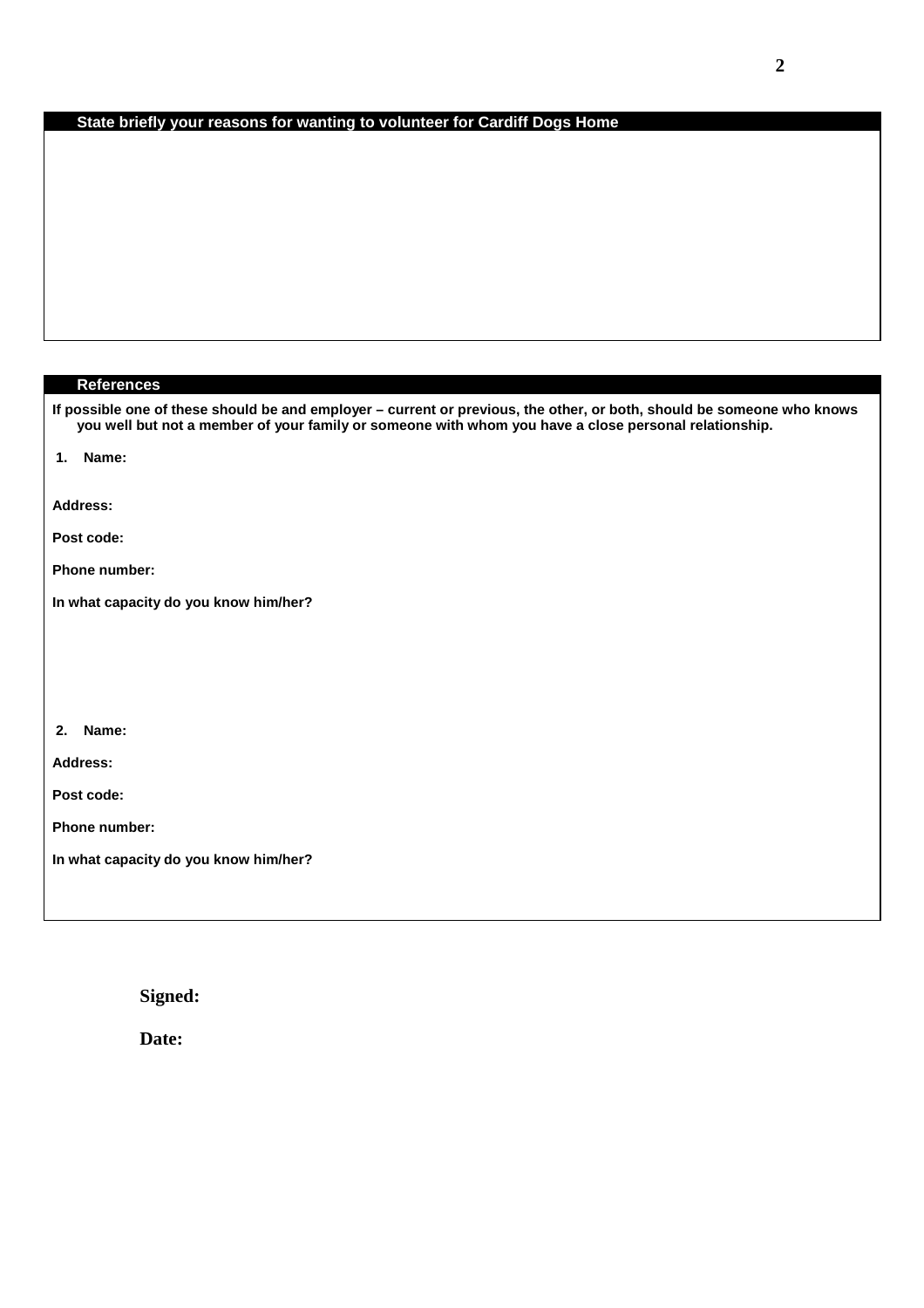## State briefly your reasons for wanting to volunteer for Cardiff Dogs Home

## References

**If possible one of these should be and employer – current or previous, the other, or both, should be someone who knows you well but not a member of your family or someone with whom you have a close personal relationship.**

**1. Name:**

**Address:**

**Post code:**

**Phone number:**

**In what capacity do you know him/her?**

**2. Name:**

**Address:**

**Post code:**

**Phone number:**

**In what capacity do you know him/her?**

**Signed:**

**Date:**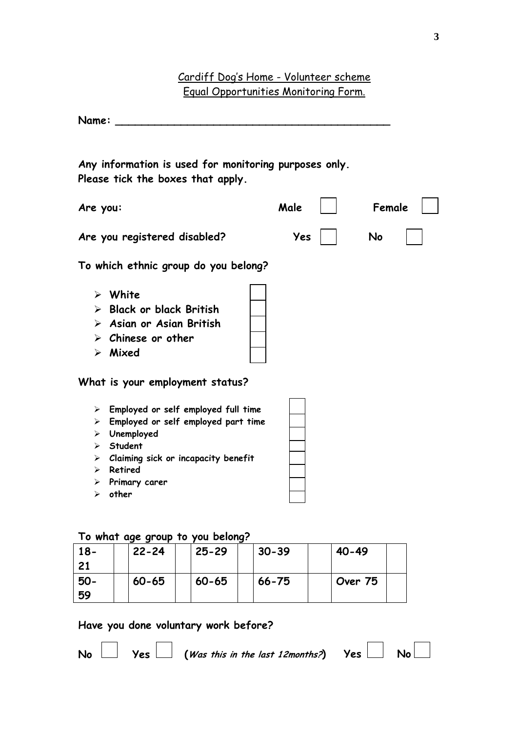## Cardiff Dog's Home - Volunteer scheme
## Equal Opportunities Monitoring Form.

**Name: \_\_\_\_\_\_\_\_\_\_\_\_\_\_\_\_\_\_\_\_\_\_\_\_\_\_\_\_\_\_\_\_\_\_\_\_\_\_\_\_\_\_\_\_\_\_**

**Any information is used for monitoring purposes only.**
**Please tick the boxes that apply.**

**Are you:** Male ☐ Female ☐

**Are you registered disabled?** Yes ☐ No ☐

**To which ethnic group do you belong?**

- **White** ☐
- **Black or black British** ☐
- **Asian or Asian British** ☐
- **Chinese or other** ☐
- **Mixed** ☐

**What is your employment status?**

- **Employed or self employed full time** ☐
- **Employed or self employed part time** ☐
- **Unemployed** ☐
- **Student** ☐
- **Claiming sick or incapacity benefit** ☐
- **Retired** ☐
- **Primary carer** ☐
- **other** ☐

**To what age group to you belong?**

| | | | | | | | | | |
|---|---|---|---|---|---|---|---|---|---|
| 18-21 | | 22-24 | | 25-29 | | 30-39 | | 40-49 | |
| 50-59 | | 60-65 | | 60-65 | | 66-75 | | Over 75 | |

**Have you done voluntary work before?**

**No** ☐ **Yes** ☐ **(*Was this in the last 12months?*)** **Yes** ☐ **No** ☐